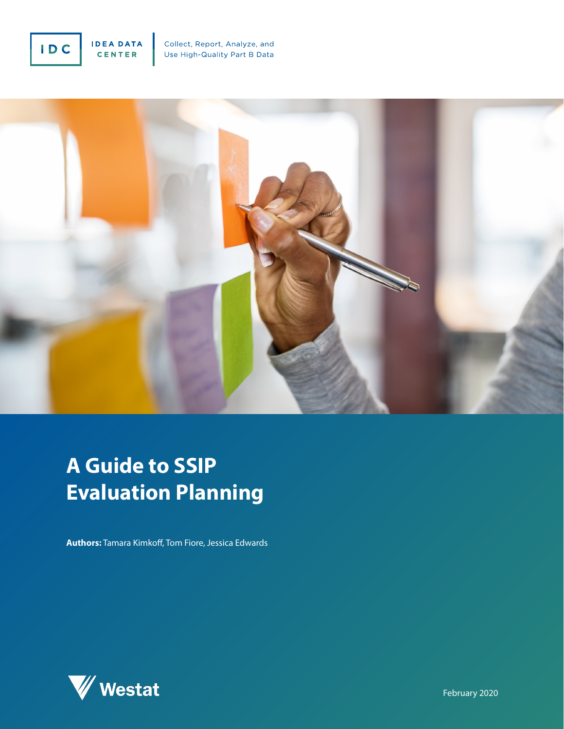IDC IDEA DATA CENTER

Collect, Report, Analyze, and Use High-Quality Part B Data

# A Guide to SSIP Evaluation Planning

**Authors:** Tamara Kimkoff, Tom Fiore, Jessica Edwards

Westat

February 2020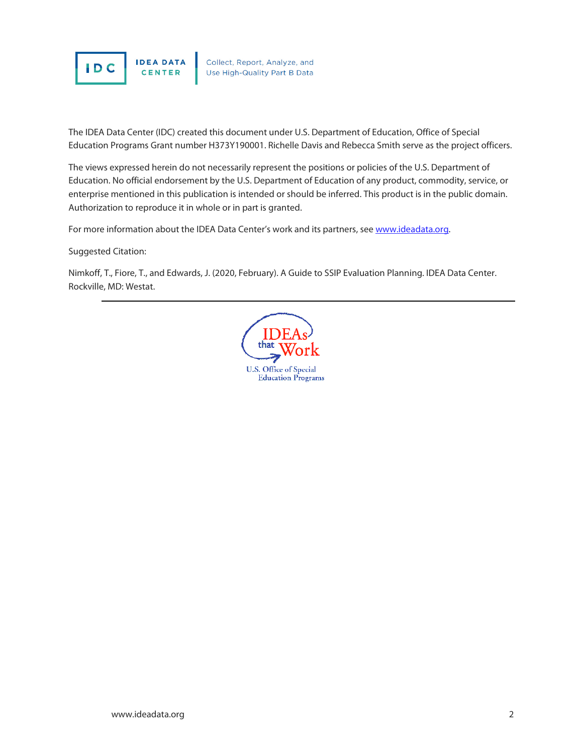The IDEA Data Center (IDC) created this document under U.S. Department of Education, Office of Special Education Programs Grant number H373Y190001. Richelle Davis and Rebecca Smith serve as the project officers.

The views expressed herein do not necessarily represent the positions or policies of the U.S. Department of Education. No official endorsement by the U.S. Department of Education of any product, commodity, service, or enterprise mentioned in this publication is intended or should be inferred. This product is in the public domain. Authorization to reproduce it in whole or in part is granted.

For more information about the IDEA Data Center's work and its partners, see [www.ideadata.org](http://www.ideadata.org).

Suggested Citation:

Nimkoff, T., Fiore, T., and Edwards, J. (2020, February). A Guide to SSIP Evaluation Planning. IDEA Data Center. Rockville, MD: Westat.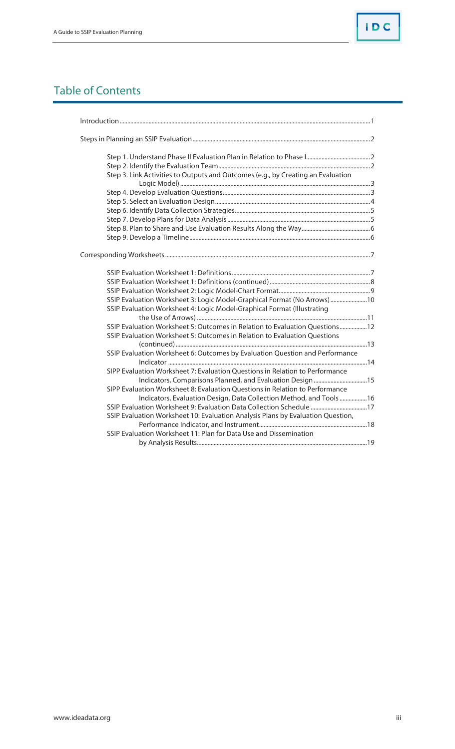## Table of Contents

Introduction ..... 1

Steps in Planning an SSIP Evaluation ..... 2

- Step 1. Understand Phase II Evaluation Plan in Relation to Phase I ..... 2
- Step 2. Identify the Evaluation Team ..... 2
- Step 3. Link Activities to Outputs and Outcomes (e.g., by Creating an Evaluation Logic Model) ..... 3
- Step 4. Develop Evaluation Questions ..... 3
- Step 5. Select an Evaluation Design ..... 4
- Step 6. Identify Data Collection Strategies ..... 5
- Step 7. Develop Plans for Data Analysis ..... 5
- Step 8. Plan to Share and Use Evaluation Results Along the Way ..... 6
- Step 9. Develop a Timeline ..... 6

Corresponding Worksheets ..... 7

- SSIP Evaluation Worksheet 1: Definitions ..... 7
- SSIP Evaluation Worksheet 1: Definitions (continued) ..... 8
- SSIP Evaluation Worksheet 2: Logic Model-Chart Format ..... 9
- SSIP Evaluation Worksheet 3: Logic Model-Graphical Format (No Arrows) ..... 10
- SSIP Evaluation Worksheet 4: Logic Model-Graphical Format (Illustrating the Use of Arrows) ..... 11
- SSIP Evaluation Worksheet 5: Outcomes in Relation to Evaluation Questions ..... 12
- SSIP Evaluation Worksheet 5: Outcomes in Relation to Evaluation Questions (continued) ..... 13
- SSIP Evaluation Worksheet 6: Outcomes by Evaluation Question and Performance Indicator ..... 14
- SIPP Evaluation Worksheet 7: Evaluation Questions in Relation to Performance Indicators, Comparisons Planned, and Evaluation Design ..... 15
- SIPP Evaluation Worksheet 8: Evaluation Questions in Relation to Performance Indicators, Evaluation Design, Data Collection Method, and Tools ..... 16
- SSIP Evaluation Worksheet 9: Evaluation Data Collection Schedule ..... 17
- SSIP Evaluation Worksheet 10: Evaluation Analysis Plans by Evaluation Question, Performance Indicator, and Instrument ..... 18
- SSIP Evaluation Worksheet 11: Plan for Data Use and Dissemination by Analysis Results ..... 19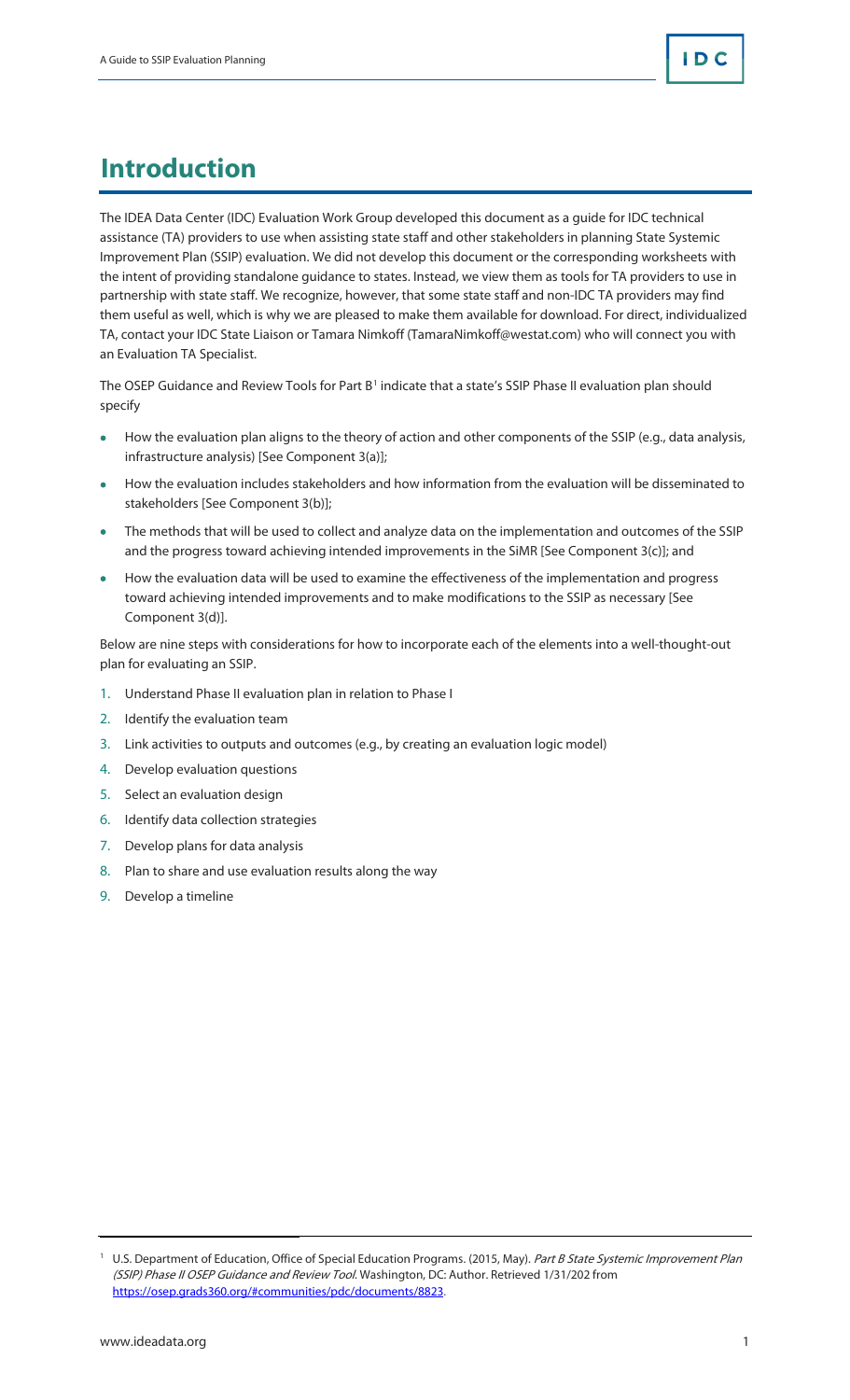# Introduction

The IDEA Data Center (IDC) Evaluation Work Group developed this document as a guide for IDC technical assistance (TA) providers to use when assisting state staff and other stakeholders in planning State Systemic Improvement Plan (SSIP) evaluation. We did not develop this document or the corresponding worksheets with the intent of providing standalone guidance to states. Instead, we view them as tools for TA providers to use in partnership with state staff. We recognize, however, that some state staff and non-IDC TA providers may find them useful as well, which is why we are pleased to make them available for download. For direct, individualized TA, contact your IDC State Liaison or Tamara Nimkoff (TamaraNimkoff@westat.com) who will connect you with an Evaluation TA Specialist.

The OSEP Guidance and Review Tools for Part B[1] indicate that a state's SSIP Phase II evaluation plan should specify

- How the evaluation plan aligns to the theory of action and other components of the SSIP (e.g., data analysis, infrastructure analysis) [See Component 3(a)];
- How the evaluation includes stakeholders and how information from the evaluation will be disseminated to stakeholders [See Component 3(b)];
- The methods that will be used to collect and analyze data on the implementation and outcomes of the SSIP and the progress toward achieving intended improvements in the SiMR [See Component 3(c)]; and
- How the evaluation data will be used to examine the effectiveness of the implementation and progress toward achieving intended improvements and to make modifications to the SSIP as necessary [See Component 3(d)].

Below are nine steps with considerations for how to incorporate each of the elements into a well-thought-out plan for evaluating an SSIP.

1. Understand Phase II evaluation plan in relation to Phase I
2. Identify the evaluation team
3. Link activities to outputs and outcomes (e.g., by creating an evaluation logic model)
4. Develop evaluation questions
5. Select an evaluation design
6. Identify data collection strategies
7. Develop plans for data analysis
8. Plan to share and use evaluation results along the way
9. Develop a timeline

---

[1] U.S. Department of Education, Office of Special Education Programs. (2015, May). *Part B State Systemic Improvement Plan (SSIP) Phase II OSEP Guidance and Review Tool*. Washington, DC: Author. Retrieved 1/31/202 from https://osep.grads360.org/#communities/pdc/documents/8823.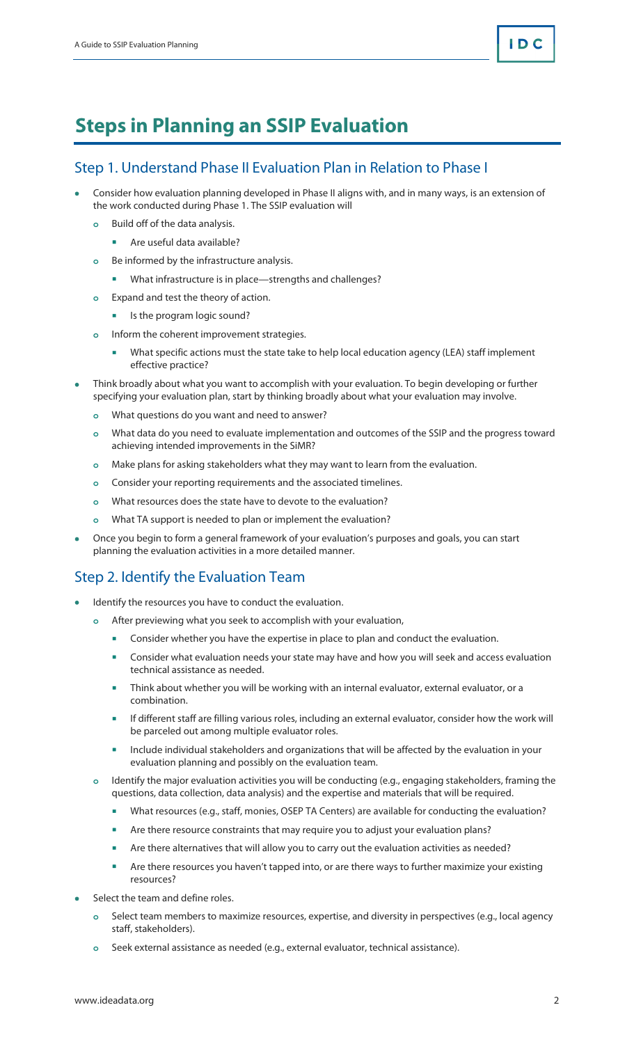# Steps in Planning an SSIP Evaluation

## Step 1. Understand Phase II Evaluation Plan in Relation to Phase I

- Consider how evaluation planning developed in Phase II aligns with, and in many ways, is an extension of the work conducted during Phase 1. The SSIP evaluation will
  - Build off of the data analysis.
    - Are useful data available?
  - Be informed by the infrastructure analysis.
    - What infrastructure is in place—strengths and challenges?
  - Expand and test the theory of action.
    - Is the program logic sound?
  - Inform the coherent improvement strategies.
    - What specific actions must the state take to help local education agency (LEA) staff implement effective practice?
- Think broadly about what you want to accomplish with your evaluation. To begin developing or further specifying your evaluation plan, start by thinking broadly about what your evaluation may involve.
  - What questions do you want and need to answer?
  - What data do you need to evaluate implementation and outcomes of the SSIP and the progress toward achieving intended improvements in the SiMR?
  - Make plans for asking stakeholders what they may want to learn from the evaluation.
  - Consider your reporting requirements and the associated timelines.
  - What resources does the state have to devote to the evaluation?
  - What TA support is needed to plan or implement the evaluation?
- Once you begin to form a general framework of your evaluation's purposes and goals, you can start planning the evaluation activities in a more detailed manner.

## Step 2. Identify the Evaluation Team

- Identify the resources you have to conduct the evaluation.
  - After previewing what you seek to accomplish with your evaluation,
    - Consider whether you have the expertise in place to plan and conduct the evaluation.
    - Consider what evaluation needs your state may have and how you will seek and access evaluation technical assistance as needed.
    - Think about whether you will be working with an internal evaluator, external evaluator, or a combination.
    - If different staff are filling various roles, including an external evaluator, consider how the work will be parceled out among multiple evaluator roles.
    - Include individual stakeholders and organizations that will be affected by the evaluation in your evaluation planning and possibly on the evaluation team.
  - Identify the major evaluation activities you will be conducting (e.g., engaging stakeholders, framing the questions, data collection, data analysis) and the expertise and materials that will be required.
    - What resources (e.g., staff, monies, OSEP TA Centers) are available for conducting the evaluation?
    - Are there resource constraints that may require you to adjust your evaluation plans?
    - Are there alternatives that will allow you to carry out the evaluation activities as needed?
    - Are there resources you haven't tapped into, or are there ways to further maximize your existing resources?
- Select the team and define roles.
  - Select team members to maximize resources, expertise, and diversity in perspectives (e.g., local agency staff, stakeholders).
  - Seek external assistance as needed (e.g., external evaluator, technical assistance).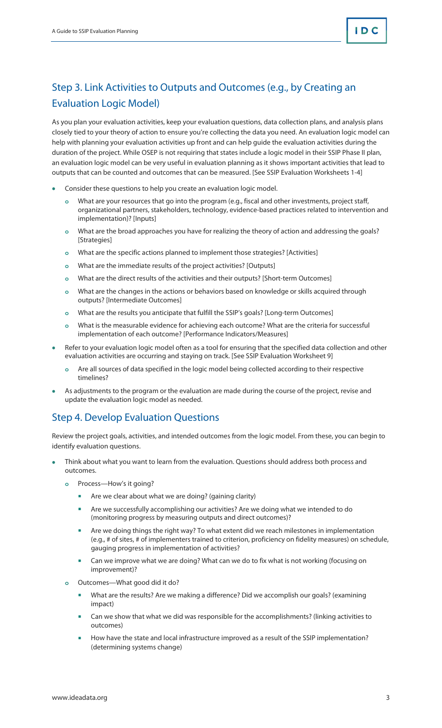## Step 3. Link Activities to Outputs and Outcomes (e.g., by Creating an Evaluation Logic Model)

As you plan your evaluation activities, keep your evaluation questions, data collection plans, and analysis plans closely tied to your theory of action to ensure you're collecting the data you need. An evaluation logic model can help with planning your evaluation activities up front and can help guide the evaluation activities during the duration of the project. While OSEP is not requiring that states include a logic model in their SSIP Phase II plan, an evaluation logic model can be very useful in evaluation planning as it shows important activities that lead to outputs that can be counted and outcomes that can be measured. [See SSIP Evaluation Worksheets 1-4]

- Consider these questions to help you create an evaluation logic model.
  - What are your resources that go into the program (e.g., fiscal and other investments, project staff, organizational partners, stakeholders, technology, evidence-based practices related to intervention and implementation)? [Inputs]
  - What are the broad approaches you have for realizing the theory of action and addressing the goals? [Strategies]
  - What are the specific actions planned to implement those strategies? [Activities]
  - What are the immediate results of the project activities? [Outputs]
  - What are the direct results of the activities and their outputs? [Short-term Outcomes]
  - What are the changes in the actions or behaviors based on knowledge or skills acquired through outputs? [Intermediate Outcomes]
  - What are the results you anticipate that fulfill the SSIP's goals? [Long-term Outcomes]
  - What is the measurable evidence for achieving each outcome? What are the criteria for successful implementation of each outcome? [Performance Indicators/Measures]
- Refer to your evaluation logic model often as a tool for ensuring that the specified data collection and other evaluation activities are occurring and staying on track. [See SSIP Evaluation Worksheet 9]
  - Are all sources of data specified in the logic model being collected according to their respective timelines?
- As adjustments to the program or the evaluation are made during the course of the project, revise and update the evaluation logic model as needed.

## Step 4. Develop Evaluation Questions

Review the project goals, activities, and intended outcomes from the logic model. From these, you can begin to identify evaluation questions.

- Think about what you want to learn from the evaluation. Questions should address both process and outcomes.
  - Process—How's it going?
    - Are we clear about what we are doing? (gaining clarity)
    - Are we successfully accomplishing our activities? Are we doing what we intended to do (monitoring progress by measuring outputs and direct outcomes)?
    - Are we doing things the right way? To what extent did we reach milestones in implementation (e.g., # of sites, # of implementers trained to criterion, proficiency on fidelity measures) on schedule, gauging progress in implementation of activities?
    - Can we improve what we are doing? What can we do to fix what is not working (focusing on improvement)?
  - Outcomes—What good did it do?
    - What are the results? Are we making a difference? Did we accomplish our goals? (examining impact)
    - Can we show that what we did was responsible for the accomplishments? (linking activities to outcomes)
    - How have the state and local infrastructure improved as a result of the SSIP implementation? (determining systems change)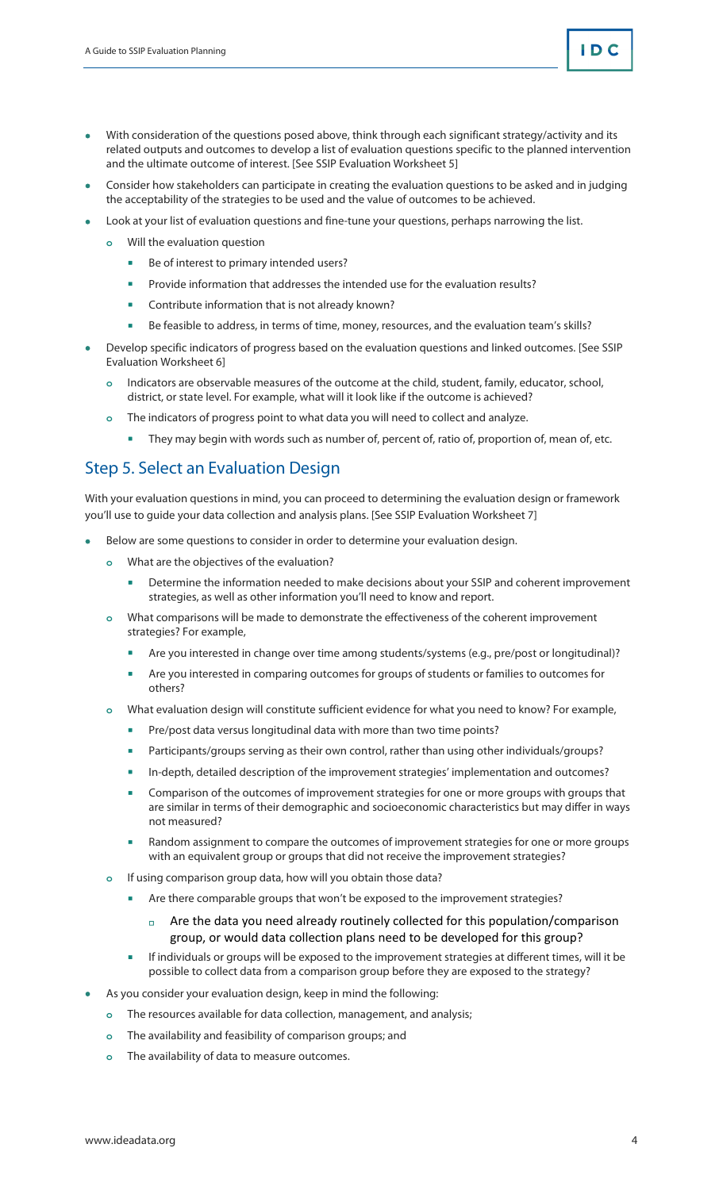- With consideration of the questions posed above, think through each significant strategy/activity and its related outputs and outcomes to develop a list of evaluation questions specific to the planned intervention and the ultimate outcome of interest. [See SSIP Evaluation Worksheet 5]
- Consider how stakeholders can participate in creating the evaluation questions to be asked and in judging the acceptability of the strategies to be used and the value of outcomes to be achieved.
- Look at your list of evaluation questions and fine-tune your questions, perhaps narrowing the list.
  - Will the evaluation question
    - Be of interest to primary intended users?
    - Provide information that addresses the intended use for the evaluation results?
    - Contribute information that is not already known?
    - Be feasible to address, in terms of time, money, resources, and the evaluation team's skills?
- Develop specific indicators of progress based on the evaluation questions and linked outcomes. [See SSIP Evaluation Worksheet 6]
  - Indicators are observable measures of the outcome at the child, student, family, educator, school, district, or state level. For example, what will it look like if the outcome is achieved?
  - The indicators of progress point to what data you will need to collect and analyze.
    - They may begin with words such as number of, percent of, ratio of, proportion of, mean of, etc.

## Step 5. Select an Evaluation Design

With your evaluation questions in mind, you can proceed to determining the evaluation design or framework you'll use to guide your data collection and analysis plans. [See SSIP Evaluation Worksheet 7]

- Below are some questions to consider in order to determine your evaluation design.
  - What are the objectives of the evaluation?
    - Determine the information needed to make decisions about your SSIP and coherent improvement strategies, as well as other information you'll need to know and report.
  - What comparisons will be made to demonstrate the effectiveness of the coherent improvement strategies? For example,
    - Are you interested in change over time among students/systems (e.g., pre/post or longitudinal)?
    - Are you interested in comparing outcomes for groups of students or families to outcomes for others?
  - What evaluation design will constitute sufficient evidence for what you need to know? For example,
    - Pre/post data versus longitudinal data with more than two time points?
    - Participants/groups serving as their own control, rather than using other individuals/groups?
    - In-depth, detailed description of the improvement strategies' implementation and outcomes?
    - Comparison of the outcomes of improvement strategies for one or more groups with groups that are similar in terms of their demographic and socioeconomic characteristics but may differ in ways not measured?
    - Random assignment to compare the outcomes of improvement strategies for one or more groups with an equivalent group or groups that did not receive the improvement strategies?
  - If using comparison group data, how will you obtain those data?
    - Are there comparable groups that won't be exposed to the improvement strategies?
      - Are the data you need already routinely collected for this population/comparison group, or would data collection plans need to be developed for this group?
    - If individuals or groups will be exposed to the improvement strategies at different times, will it be possible to collect data from a comparison group before they are exposed to the strategy?
- As you consider your evaluation design, keep in mind the following:
  - The resources available for data collection, management, and analysis;
  - The availability and feasibility of comparison groups; and
  - The availability of data to measure outcomes.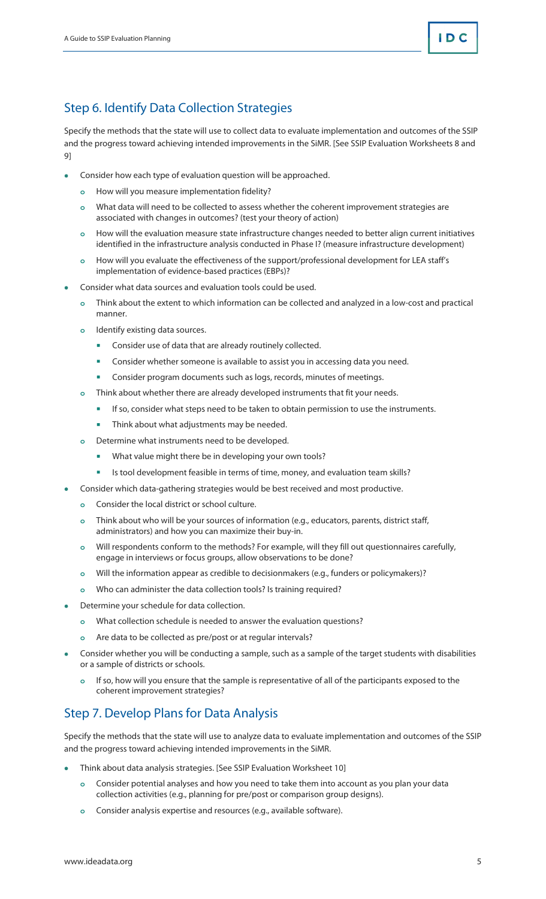## Step 6. Identify Data Collection Strategies

Specify the methods that the state will use to collect data to evaluate implementation and outcomes of the SSIP and the progress toward achieving intended improvements in the SiMR. [See SSIP Evaluation Worksheets 8 and 9]

- Consider how each type of evaluation question will be approached.
  - How will you measure implementation fidelity?
  - What data will need to be collected to assess whether the coherent improvement strategies are associated with changes in outcomes? (test your theory of action)
  - How will the evaluation measure state infrastructure changes needed to better align current initiatives identified in the infrastructure analysis conducted in Phase I? (measure infrastructure development)
  - How will you evaluate the effectiveness of the support/professional development for LEA staff's implementation of evidence-based practices (EBPs)?
- Consider what data sources and evaluation tools could be used.
  - Think about the extent to which information can be collected and analyzed in a low-cost and practical manner.
  - Identify existing data sources.
    - Consider use of data that are already routinely collected.
    - Consider whether someone is available to assist you in accessing data you need.
    - Consider program documents such as logs, records, minutes of meetings.
  - Think about whether there are already developed instruments that fit your needs.
    - If so, consider what steps need to be taken to obtain permission to use the instruments.
    - Think about what adjustments may be needed.
  - Determine what instruments need to be developed.
    - What value might there be in developing your own tools?
    - Is tool development feasible in terms of time, money, and evaluation team skills?
- Consider which data-gathering strategies would be best received and most productive.
  - Consider the local district or school culture.
  - Think about who will be your sources of information (e.g., educators, parents, district staff, administrators) and how you can maximize their buy-in.
  - Will respondents conform to the methods? For example, will they fill out questionnaires carefully, engage in interviews or focus groups, allow observations to be done?
  - Will the information appear as credible to decisionmakers (e.g., funders or policymakers)?
  - Who can administer the data collection tools? Is training required?
- Determine your schedule for data collection.
  - What collection schedule is needed to answer the evaluation questions?
  - Are data to be collected as pre/post or at regular intervals?
- Consider whether you will be conducting a sample, such as a sample of the target students with disabilities or a sample of districts or schools.
  - If so, how will you ensure that the sample is representative of all of the participants exposed to the coherent improvement strategies?

## Step 7. Develop Plans for Data Analysis

Specify the methods that the state will use to analyze data to evaluate implementation and outcomes of the SSIP and the progress toward achieving intended improvements in the SiMR.

- Think about data analysis strategies. [See SSIP Evaluation Worksheet 10]
  - Consider potential analyses and how you need to take them into account as you plan your data collection activities (e.g., planning for pre/post or comparison group designs).
  - Consider analysis expertise and resources (e.g., available software).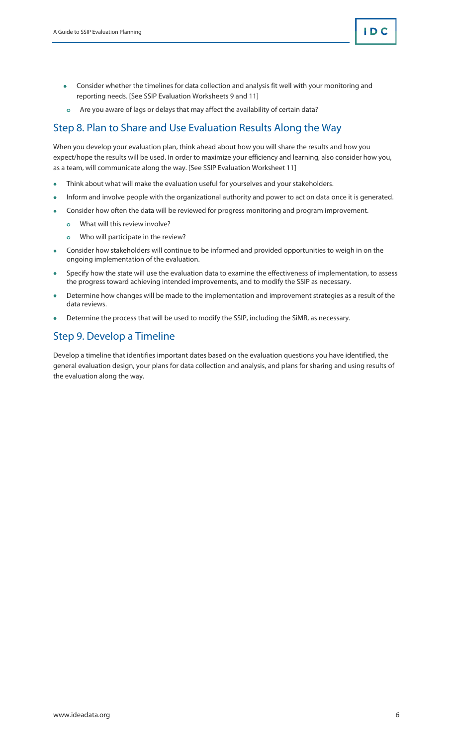- Consider whether the timelines for data collection and analysis fit well with your monitoring and reporting needs. [See SSIP Evaluation Worksheets 9 and 11]
  - Are you aware of lags or delays that may affect the availability of certain data?

## Step 8. Plan to Share and Use Evaluation Results Along the Way

When you develop your evaluation plan, think ahead about how you will share the results and how you expect/hope the results will be used. In order to maximize your efficiency and learning, also consider how you, as a team, will communicate along the way. [See SSIP Evaluation Worksheet 11]

- Think about what will make the evaluation useful for yourselves and your stakeholders.
- Inform and involve people with the organizational authority and power to act on data once it is generated.
- Consider how often the data will be reviewed for progress monitoring and program improvement.
  - What will this review involve?
  - Who will participate in the review?
- Consider how stakeholders will continue to be informed and provided opportunities to weigh in on the ongoing implementation of the evaluation.
- Specify how the state will use the evaluation data to examine the effectiveness of implementation, to assess the progress toward achieving intended improvements, and to modify the SSIP as necessary.
- Determine how changes will be made to the implementation and improvement strategies as a result of the data reviews.
- Determine the process that will be used to modify the SSIP, including the SiMR, as necessary.

## Step 9. Develop a Timeline

Develop a timeline that identifies important dates based on the evaluation questions you have identified, the general evaluation design, your plans for data collection and analysis, and plans for sharing and using results of the evaluation along the way.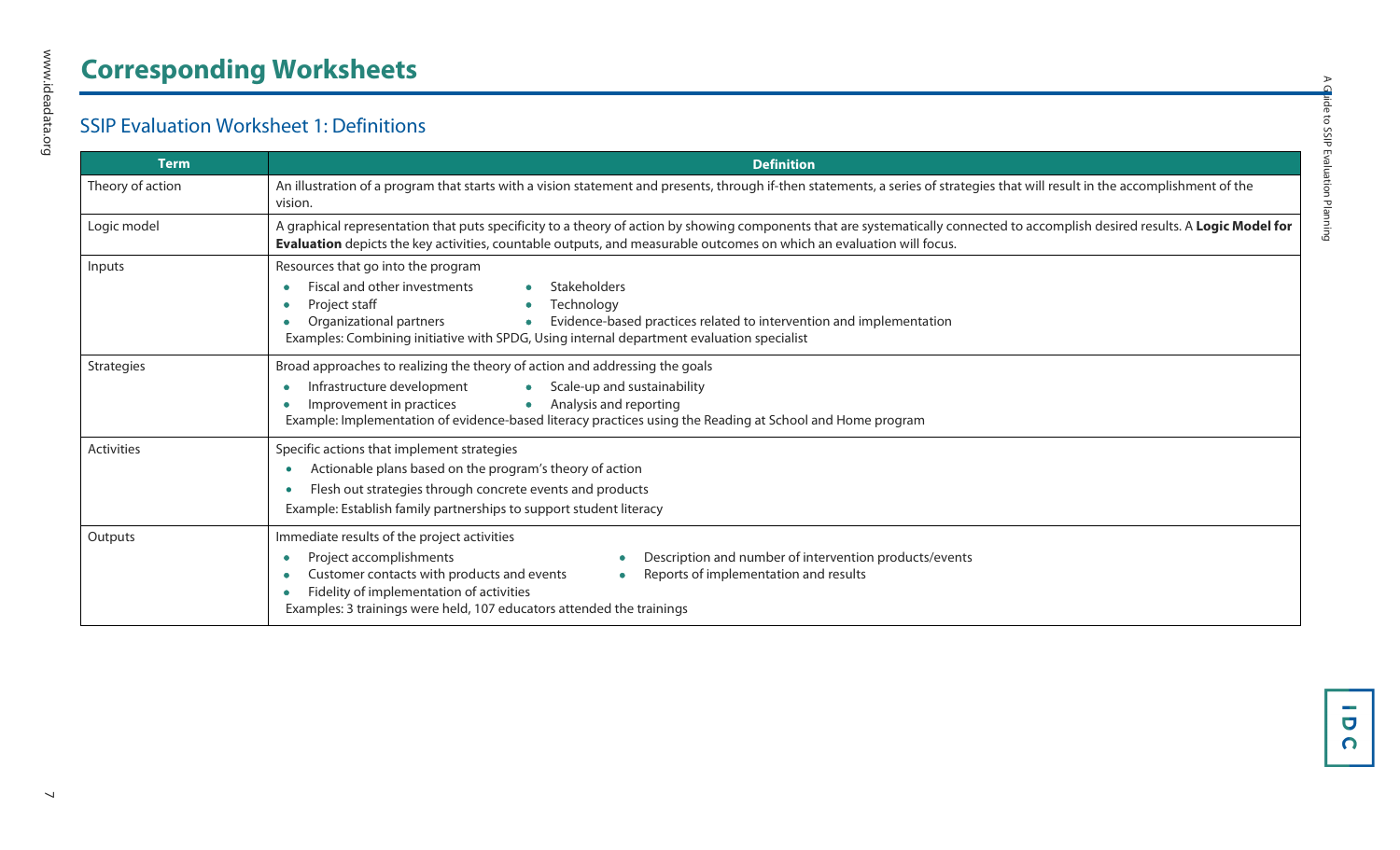# Corresponding Worksheets

## SSIP Evaluation Worksheet 1: Definitions

| Term | Definition |
|---|---|
| Theory of action | An illustration of a program that starts with a vision statement and presents, through if-then statements, a series of strategies that will result in the accomplishment of the vision. |
| Logic model | A graphical representation that puts specificity to a theory of action by showing components that are systematically connected to accomplish desired results. A **Logic Model for Evaluation** depicts the key activities, countable outputs, and measurable outcomes on which an evaluation will focus. |
| Inputs | Resources that go into the program<br>• Fiscal and other investments<br>• Project staff<br>• Organizational partners<br>• Stakeholders<br>• Technology<br>• Evidence-based practices related to intervention and implementation<br>Examples: Combining initiative with SPDG, Using internal department evaluation specialist |
| Strategies | Broad approaches to realizing the theory of action and addressing the goals<br>• Infrastructure development<br>• Improvement in practices<br>• Scale-up and sustainability<br>• Analysis and reporting<br>Example: Implementation of evidence-based literacy practices using the Reading at School and Home program |
| Activities | Specific actions that implement strategies<br>• Actionable plans based on the program's theory of action<br>• Flesh out strategies through concrete events and products<br>Example: Establish family partnerships to support student literacy |
| Outputs | Immediate results of the project activities<br>• Project accomplishments<br>• Customer contacts with products and events<br>• Fidelity of implementation of activities<br>• Description and number of intervention products/events<br>• Reports of implementation and results<br>Examples: 3 trainings were held, 107 educators attended the trainings |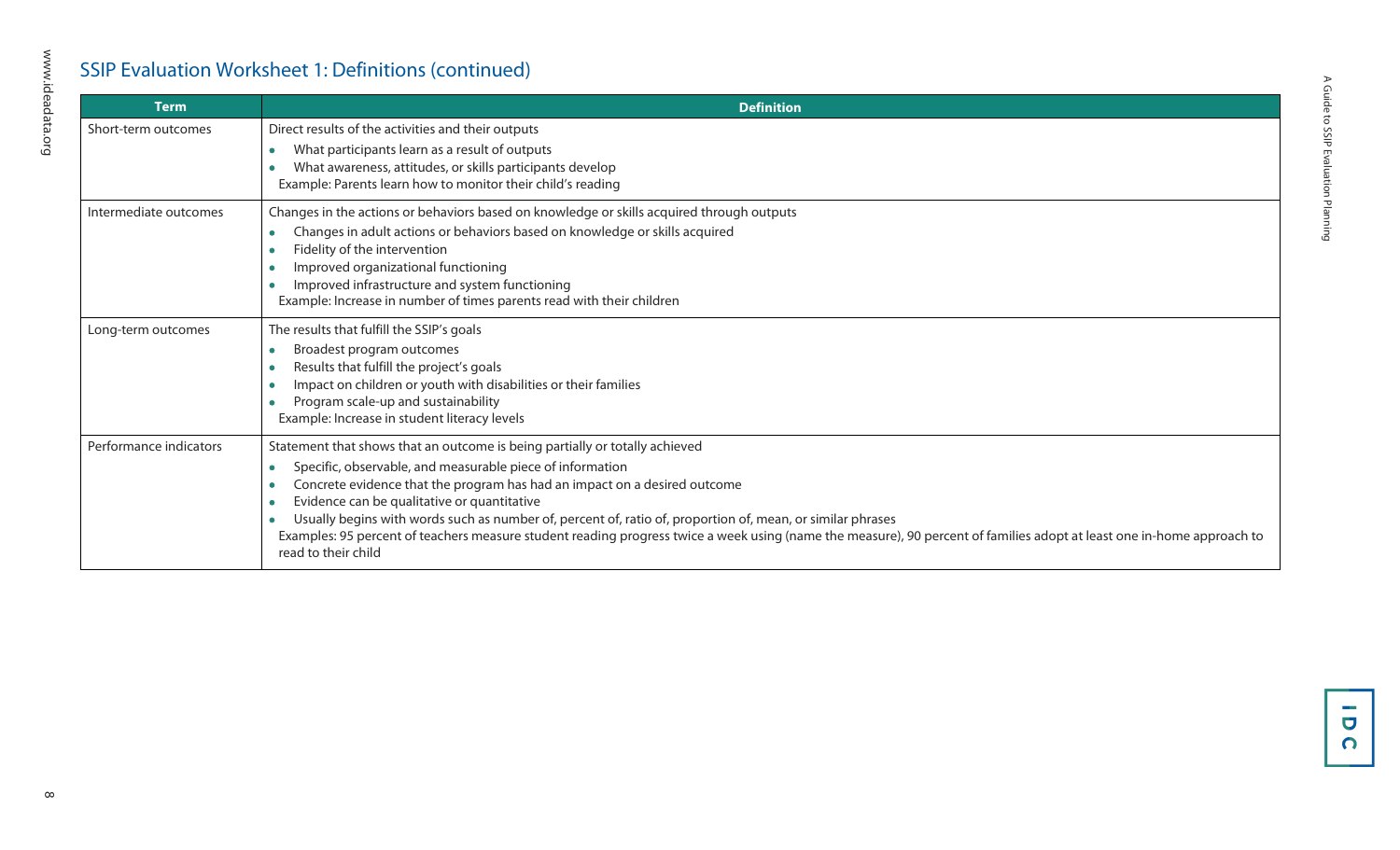## SSIP Evaluation Worksheet 1: Definitions (continued)

| Term | Definition |
| --- | --- |
| Short-term outcomes | Direct results of the activities and their outputs<br>• What participants learn as a result of outputs<br>• What awareness, attitudes, or skills participants develop<br>Example: Parents learn how to monitor their child's reading |
| Intermediate outcomes | Changes in the actions or behaviors based on knowledge or skills acquired through outputs<br>• Changes in adult actions or behaviors based on knowledge or skills acquired<br>• Fidelity of the intervention<br>• Improved organizational functioning<br>• Improved infrastructure and system functioning<br>Example: Increase in number of times parents read with their children |
| Long-term outcomes | The results that fulfill the SSIP's goals<br>• Broadest program outcomes<br>• Results that fulfill the project's goals<br>• Impact on children or youth with disabilities or their families<br>• Program scale-up and sustainability<br>Example: Increase in student literacy levels |
| Performance indicators | Statement that shows that an outcome is being partially or totally achieved<br>• Specific, observable, and measurable piece of information<br>• Concrete evidence that the program has had an impact on a desired outcome<br>• Evidence can be qualitative or quantitative<br>• Usually begins with words such as number of, percent of, ratio of, proportion of, mean, or similar phrases<br>Examples: 95 percent of teachers measure student reading progress twice a week using (name the measure), 90 percent of families adopt at least one in-home approach to read to their child |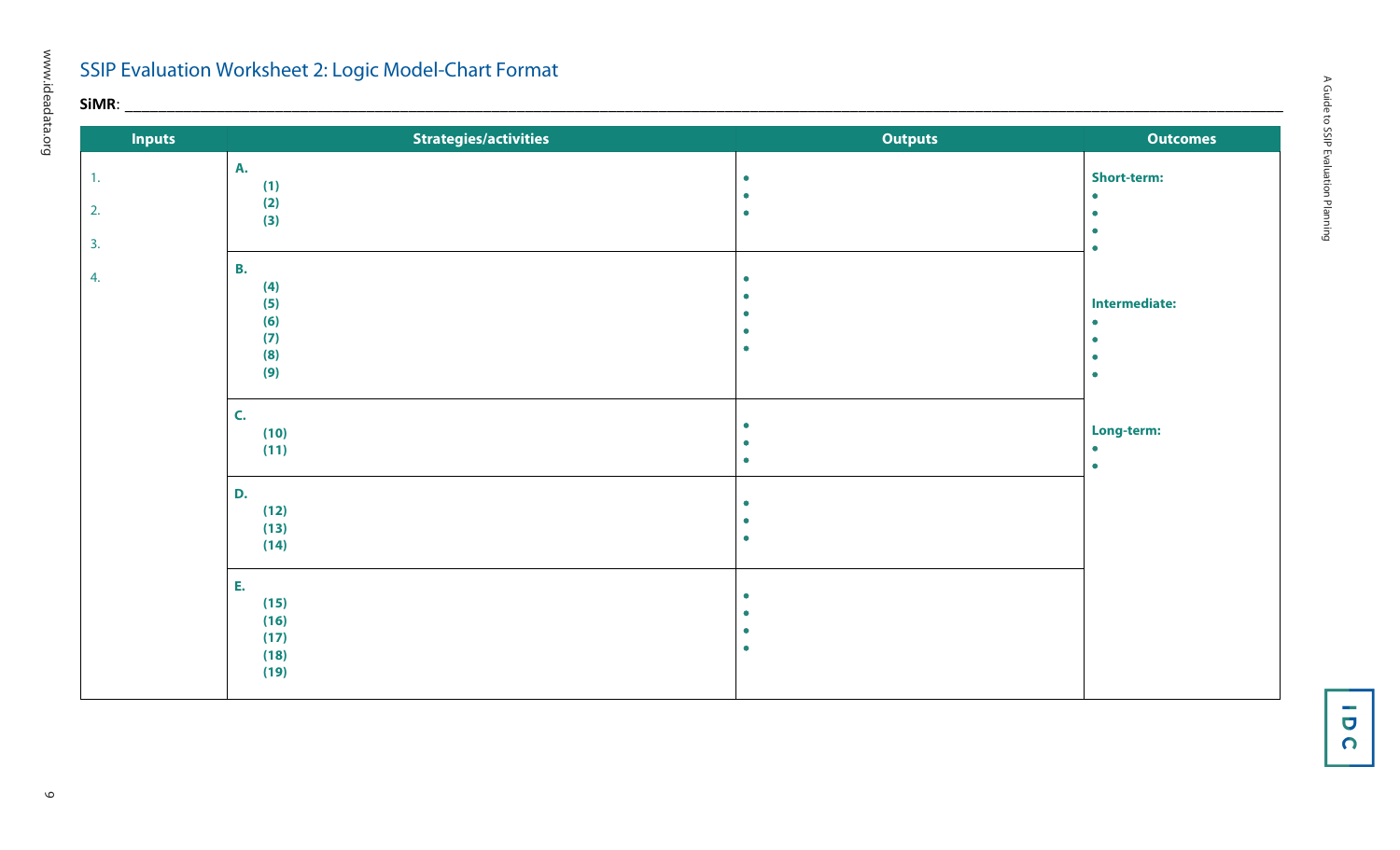## SSIP Evaluation Worksheet 2: Logic Model-Chart Format

**SiMR**: ______________________________________________________________________________________________

| Inputs | Strategies/activities | Outputs | Outcomes |
|---|---|---|---|
| 1.<br>2.<br>3.<br>4. | **A.**<br>**(1)**<br>**(2)**<br>**(3)** | •<br>•<br>• | **Short-term:**<br>•<br>•<br>•<br>•<br><br>**Intermediate:**<br>•<br>•<br>•<br>•<br><br>**Long-term:**<br>•<br>• |
| | **B.**<br>**(4)**<br>**(5)**<br>**(6)**<br>**(7)**<br>**(8)**<br>**(9)** | •<br>•<br>•<br>•<br>• | |
| | **C.**<br>**(10)**<br>**(11)** | •<br>•<br>• | |
| | **D.**<br>**(12)**<br>**(13)**<br>**(14)** | •<br>•<br>• | |
| | **E.**<br>**(15)**<br>**(16)**<br>**(17)**<br>**(18)**<br>**(19)** | •<br>•<br>•<br>• | |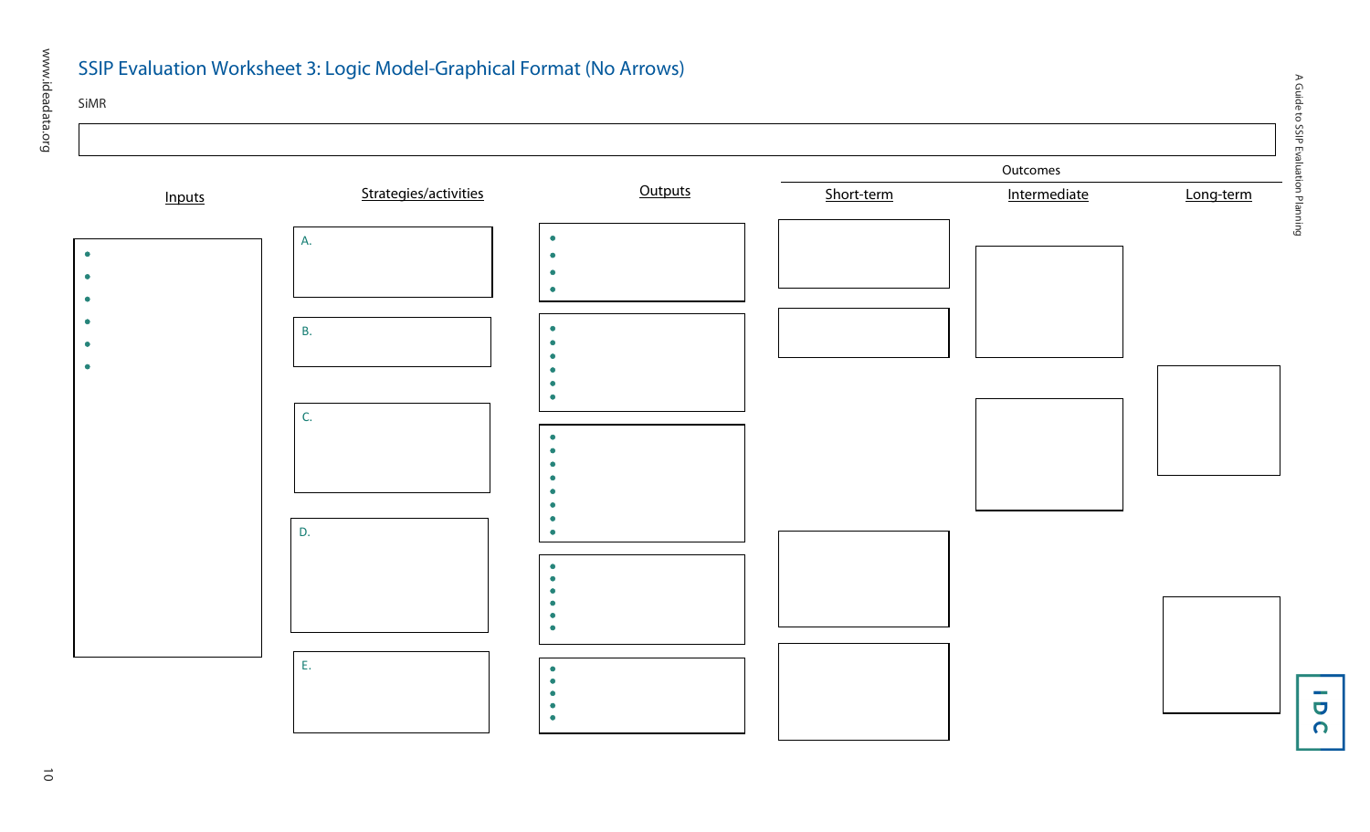# SSIP Evaluation Worksheet 3: Logic Model-Graphical Format (No Arrows)

SiMR

| | |
|---|---|
| | |

| Inputs | Strategies/activities | Outputs | Outcomes: Short-term | Outcomes: Intermediate | Outcomes: Long-term |
|---|---|---|---|---|---|
| • <br> • <br> • <br> • <br> • <br> • | A. | • <br> • <br> • <br> • | | | |
| | B. | • <br> • <br> • <br> • <br> • <br> • | | | |
| | C. | • <br> • <br> • <br> • <br> • <br> • <br> • <br> • | | | |
| | D. | • <br> • <br> • <br> • <br> • <br> • | | | |
| | E. | • <br> • <br> • <br> • <br> • | | | |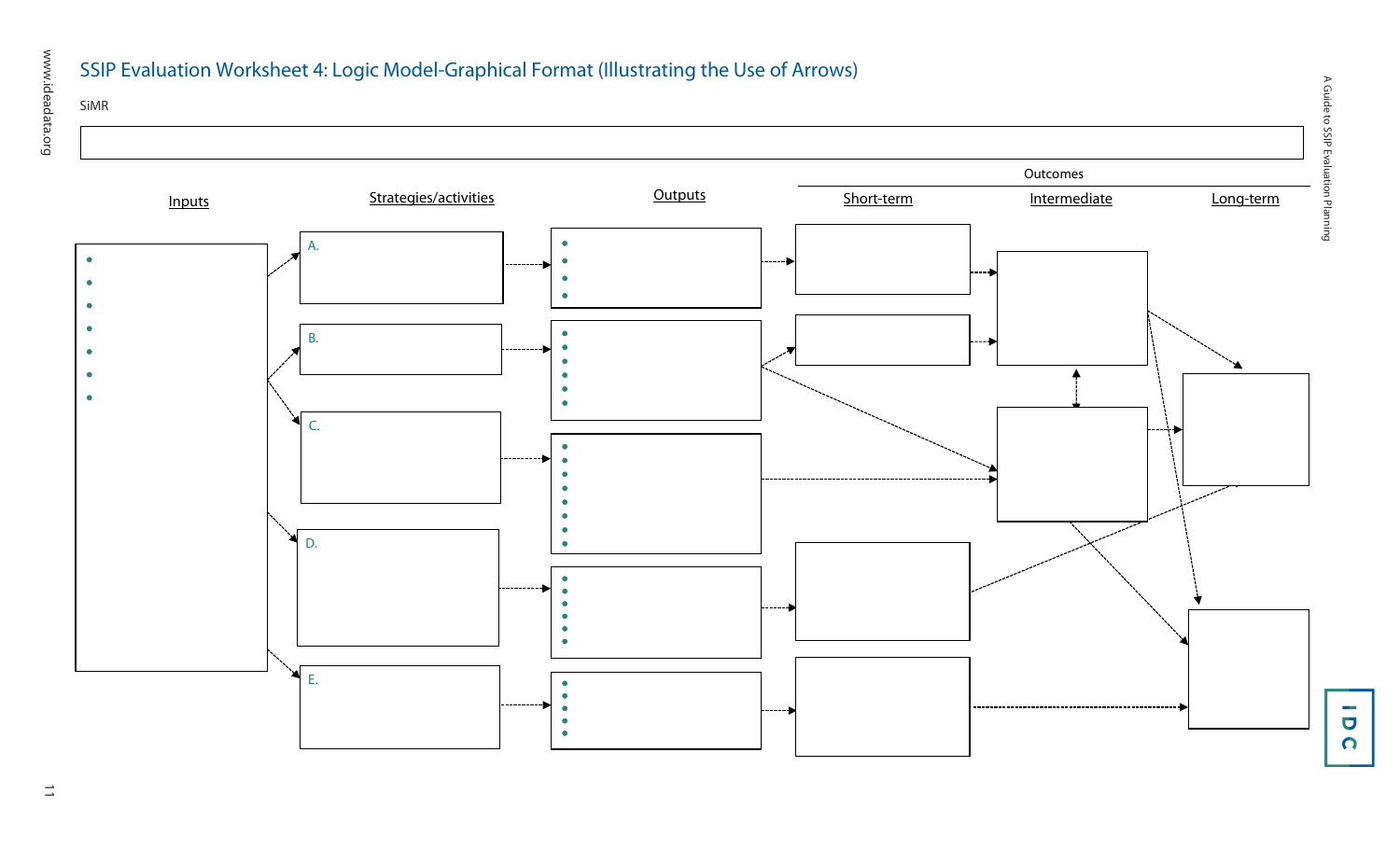# SSIP Evaluation Worksheet 4: Logic Model-Graphical Format (Illustrating the Use of Arrows)

SiMR

| |
|---|
| |

| Inputs | Strategies/activities | Outputs | Outcomes: Short-term | Outcomes: Intermediate | Outcomes: Long-term |
|---|---|---|---|---|---|
| • | A. | • | | | |
| • | B. | • | | | |
| • | C. | • | | | |
| • | D. | • | | | |
| • | E. | • | | | |
| • | | | | | |
| • | | | | | |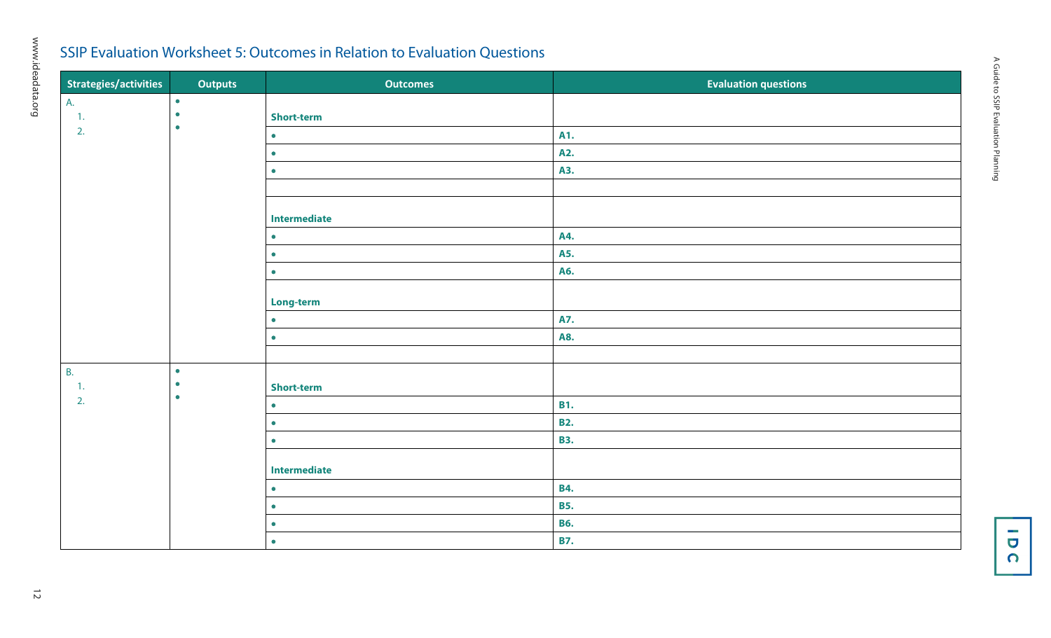## SSIP Evaluation Worksheet 5: Outcomes in Relation to Evaluation Questions

| Strategies/activities | Outputs | Outcomes | Evaluation questions |
|---|---|---|---|
| A.<br>1.<br>2. | •<br>•<br>• | **Short-term** | |
| | | • | **A1.** |
| | | • | **A2.** |
| | | • | **A3.** |
| | | | |
| | | **Intermediate** | |
| | | • | **A4.** |
| | | • | **A5.** |
| | | • | **A6.** |
| | | **Long-term** | |
| | | • | **A7.** |
| | | • | **A8.** |
| | | | |
| B.<br>1.<br>2. | •<br>•<br>• | **Short-term** | |
| | | • | **B1.** |
| | | • | **B2.** |
| | | • | **B3.** |
| | | **Intermediate** | |
| | | • | **B4.** |
| | | • | **B5.** |
| | | • | **B6.** |
| | | • | **B7.** |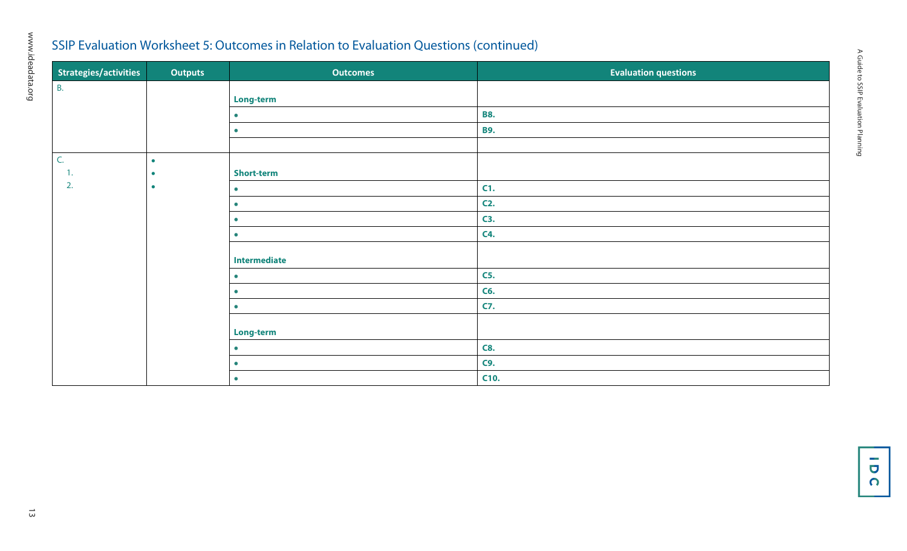## SSIP Evaluation Worksheet 5: Outcomes in Relation to Evaluation Questions (continued)

| Strategies/activities | Outputs | Outcomes | Evaluation questions |
| --- | --- | --- | --- |
| B. | | **Long-term** | |
| | | • | **B8.** |
| | | • | **B9.** |
| | | | |
| C.<br>1.<br>2. | •<br>•<br>• | **Short-term** | |
| | | • | **C1.** |
| | | • | **C2.** |
| | | • | **C3.** |
| | | • | **C4.** |
| | | **Intermediate** | |
| | | • | **C5.** |
| | | • | **C6.** |
| | | • | **C7.** |
| | | **Long-term** | |
| | | • | **C8.** |
| | | • | **C9.** |
| | | • | **C10.** |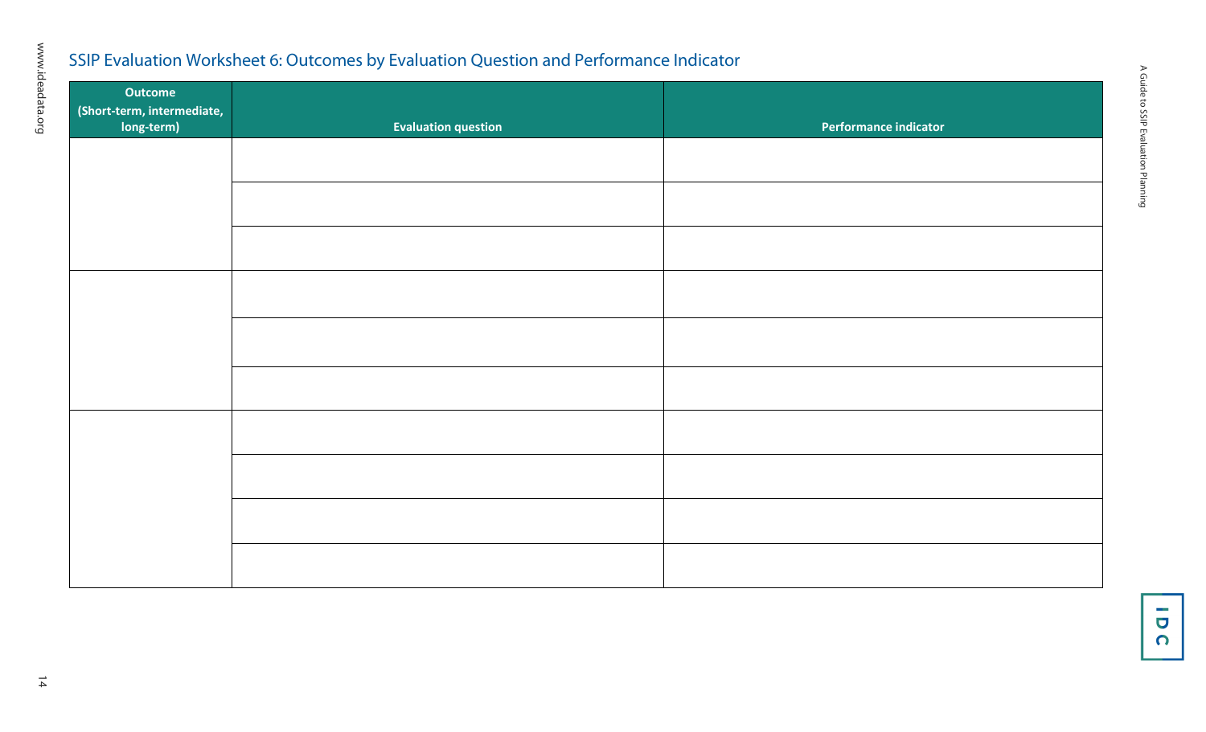## SSIP Evaluation Worksheet 6: Outcomes by Evaluation Question and Performance Indicator

| Outcome (Short-term, intermediate, long-term) | Evaluation question | Performance indicator |
|---|---|---|
| | | |
| | | |
| | | |
| | | |
| | | |
| | | |
| | | |
| | | |
| | | |
| | | |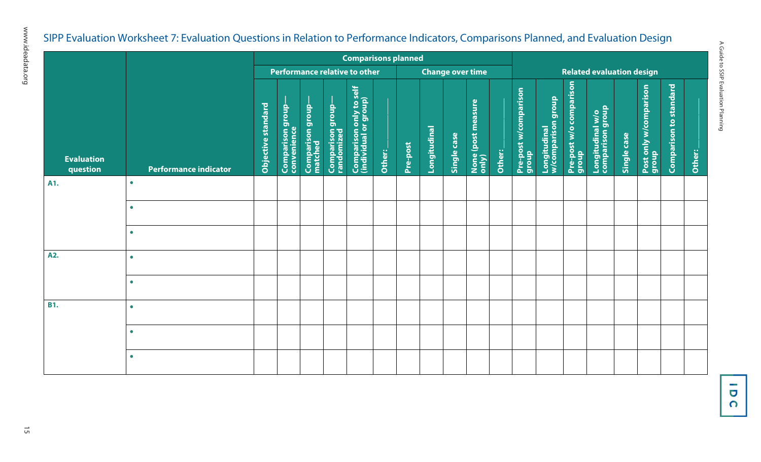## SIPP Evaluation Worksheet 7: Evaluation Questions in Relation to Performance Indicators, Comparisons Planned, and Evaluation Design

| | | Comparisons planned | | | | | | | | | | | Related evaluation design | | | | | | | |
|---|---|---|---|---|---|---|---|---|---|---|---|---|---|---|---|---|---|---|---|---|
| | | Performance relative to other | | | | | | Change over time | | | | | | | | | | | | |
| Evaluation question | Performance indicator | Objective standard | Comparison group—convenience | Comparison group—matched | Comparison group—randomized | Comparison only to self (individual or group) | Other: ____ | Pre-post | Longitudinal | Single case | None (post measure only) | Other: ____ | Pre-post w/comparison group | Longitudinal w/comparison group | Pre-post w/o comparison group | Longitudinal w/o comparison group | Single case | Post only w/comparison group | Comparison to standard | Other: ____ |
| A1. | • | | | | | | | | | | | | | | | | | | | |
| | • | | | | | | | | | | | | | | | | | | | |
| | • | | | | | | | | | | | | | | | | | | | |
| A2. | • | | | | | | | | | | | | | | | | | | | |
| | • | | | | | | | | | | | | | | | | | | | |
| B1. | • | | | | | | | | | | | | | | | | | | | |
| | • | | | | | | | | | | | | | | | | | | | |
| | • | | | | | | | | | | | | | | | | | | | |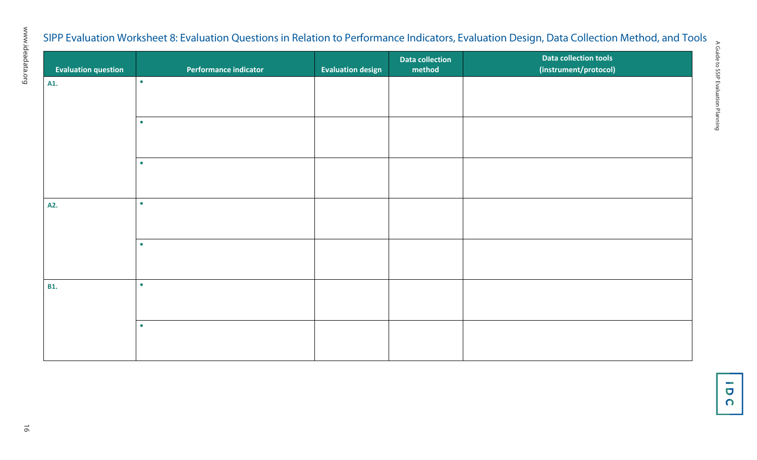## SIPP Evaluation Worksheet 8: Evaluation Questions in Relation to Performance Indicators, Evaluation Design, Data Collection Method, and Tools

| Evaluation question | Performance indicator | Evaluation design | Data collection method | Data collection tools (instrument/protocol) |
| --- | --- | --- | --- | --- |
| A1. | • | | | |
| | • | | | |
| | • | | | |
| A2. | • | | | |
| | • | | | |
| B1. | • | | | |
| | • | | | |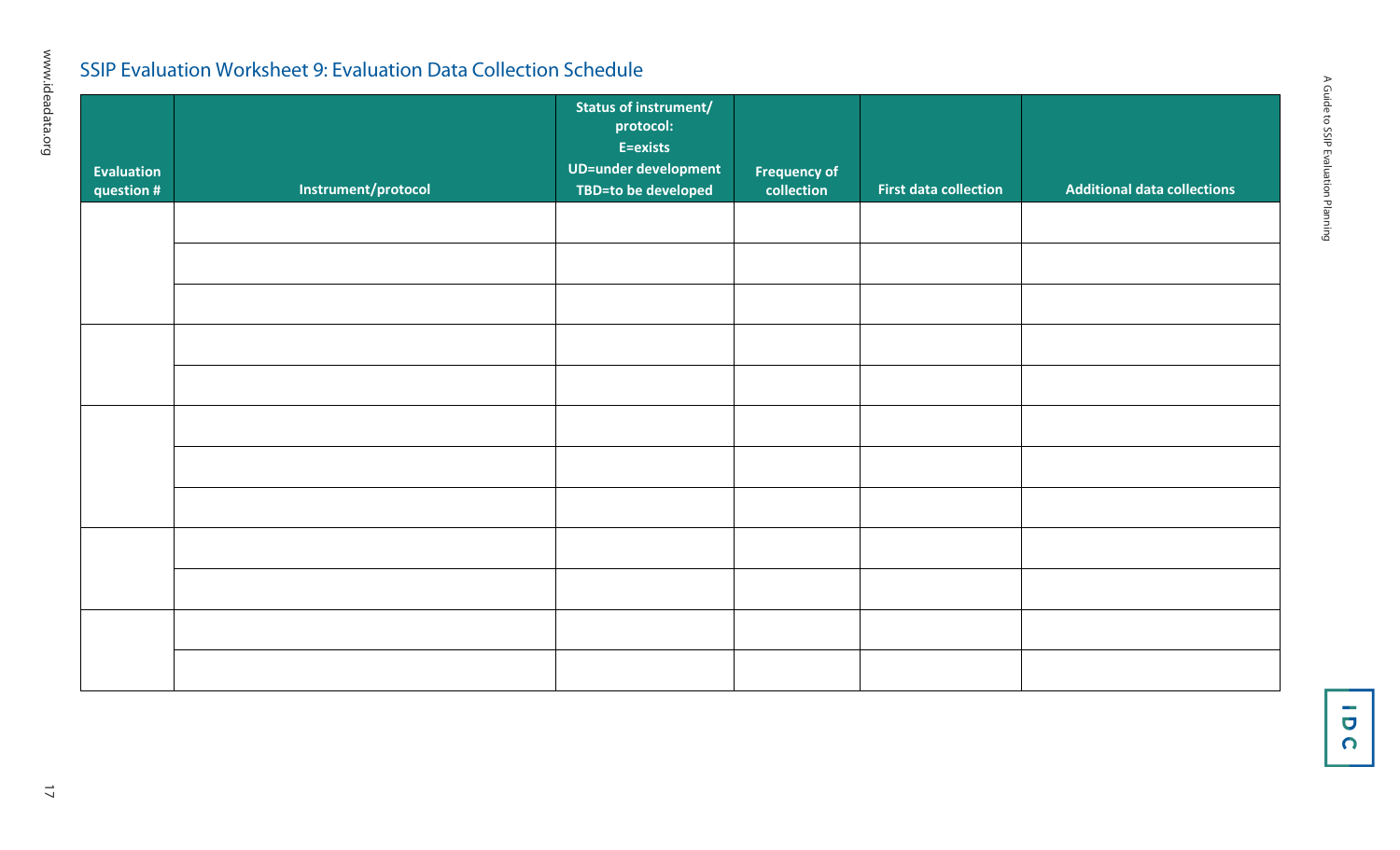## SSIP Evaluation Worksheet 9: Evaluation Data Collection Schedule

| Evaluation question # | Instrument/protocol | Status of instrument/ protocol: E=exists UD=under development TBD=to be developed | Frequency of collection | First data collection | Additional data collections |
|---|---|---|---|---|---|
| | | | | | |
| | | | | | |
| | | | | | |
| | | | | | |
| | | | | | |
| | | | | | |
| | | | | | |
| | | | | | |
| | | | | | |
| | | | | | |
| | | | | | |
| | | | | | |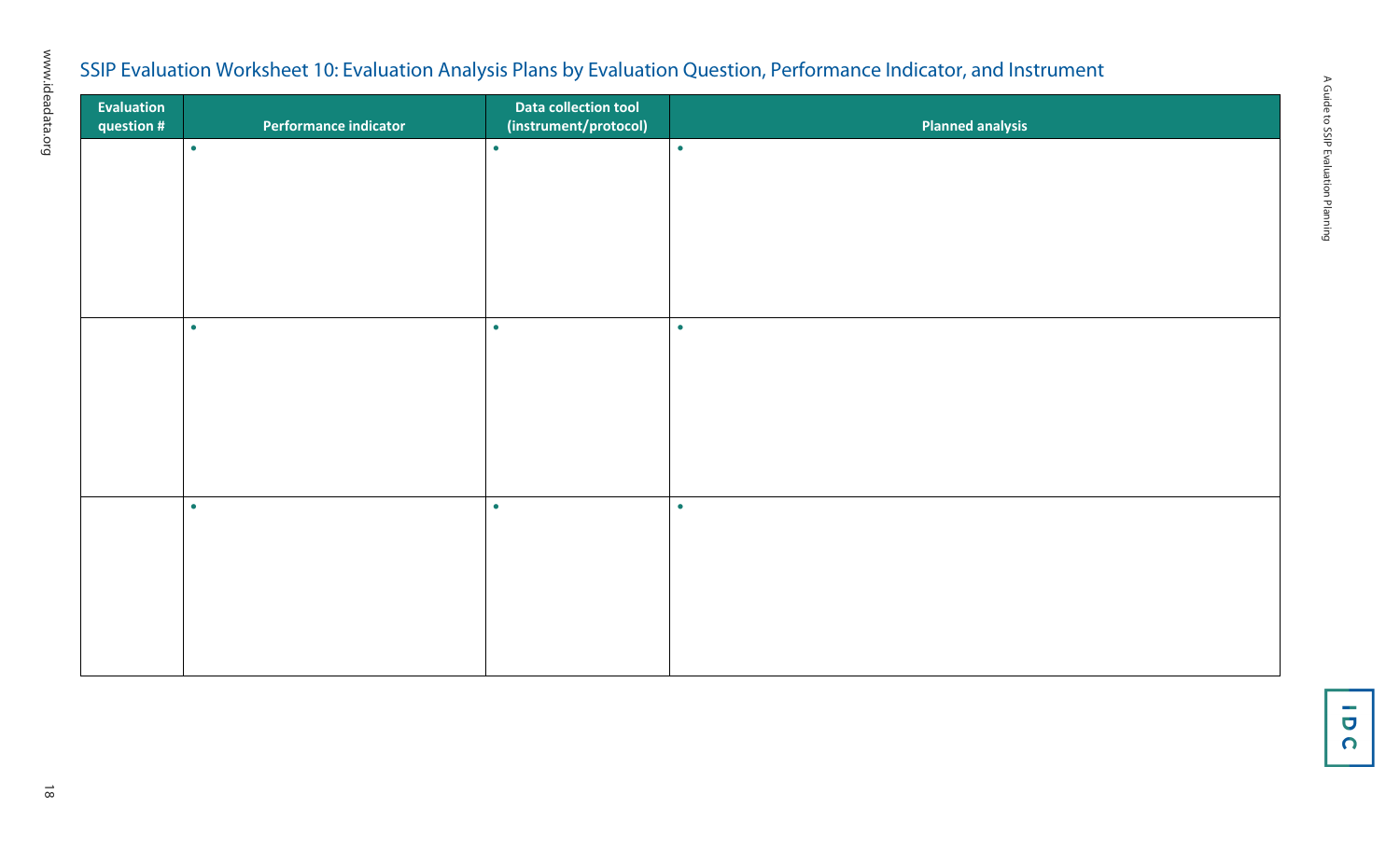## SSIP Evaluation Worksheet 10: Evaluation Analysis Plans by Evaluation Question, Performance Indicator, and Instrument

| Evaluation question # | Performance indicator | Data collection tool (instrument/protocol) | Planned analysis |
|---|---|---|---|
| | • | • | • |
| | • | • | • |
| | • | • | • |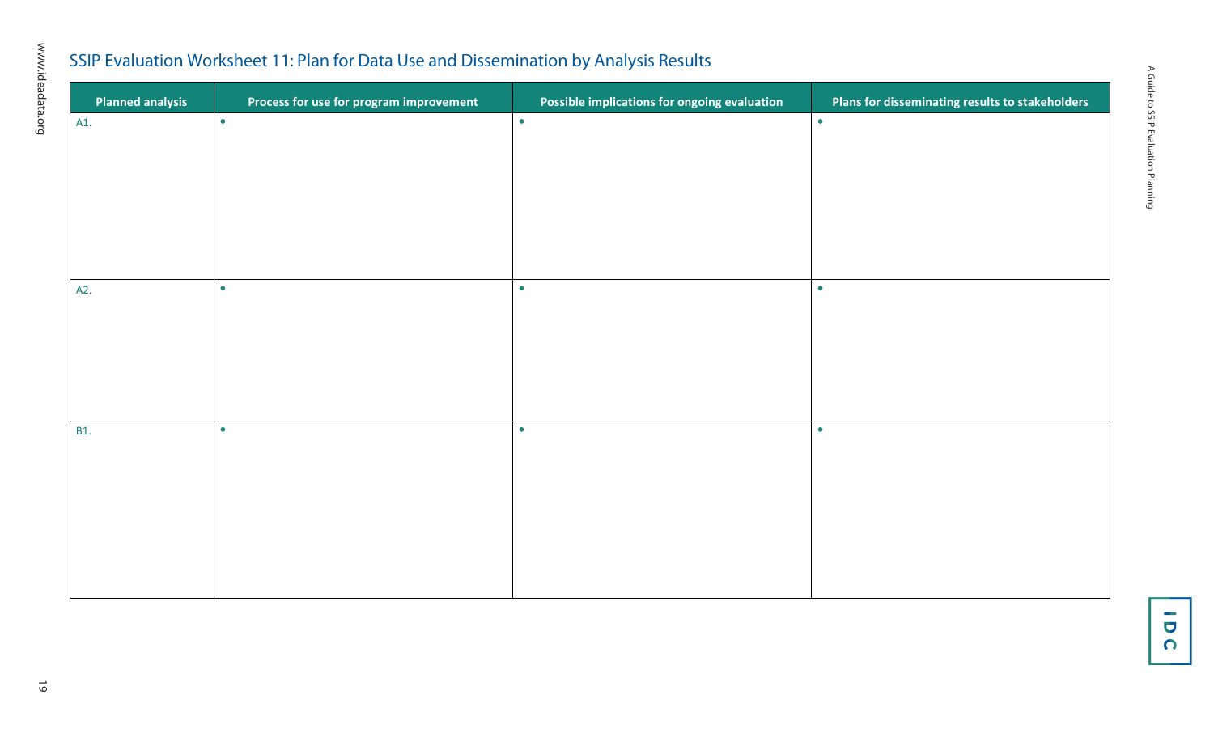## SSIP Evaluation Worksheet 11: Plan for Data Use and Dissemination by Analysis Results

| Planned analysis | Process for use for program improvement | Possible implications for ongoing evaluation | Plans for disseminating results to stakeholders |
|---|---|---|---|
| A1. | • | • | • |
| A2. | • | • | • |
| B1. | • | • | • |